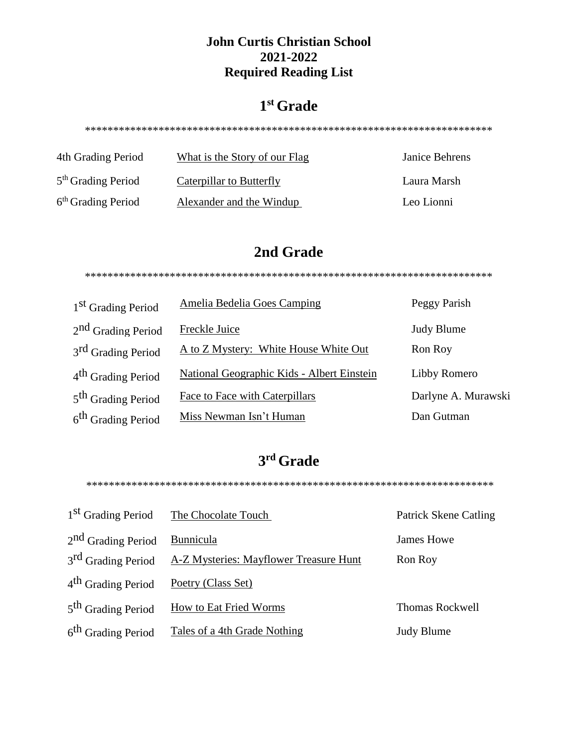**John Curtis Christian School**
**2021-2022**
**Required Reading List**

# 1st Grade

*************************************************************************

| | | |
|---|---|---|
| 4th Grading Period | What is the Story of our Flag | Janice Behrens |
| 5th Grading Period | Caterpillar to Butterfly | Laura Marsh |
| 6th Grading Period | Alexander and the Windup | Leo Lionni |

# 2nd Grade

*************************************************************************

| | | |
|---|---|---|
| 1st Grading Period | Amelia Bedelia Goes Camping | Peggy Parish |
| 2nd Grading Period | Freckle Juice | Judy Blume |
| 3rd Grading Period | A to Z Mystery: White House White Out | Ron Roy |
| 4th Grading Period | National Geographic Kids - Albert Einstein | Libby Romero |
| 5th Grading Period | Face to Face with Caterpillars | Darlyne A. Murawski |
| 6th Grading Period | Miss Newman Isn't Human | Dan Gutman |

# 3rd Grade

*************************************************************************

| | | |
|---|---|---|
| 1st Grading Period | The Chocolate Touch | Patrick Skene Catling |
| 2nd Grading Period | Bunnicula | James Howe |
| 3rd Grading Period | A-Z Mysteries: Mayflower Treasure Hunt | Ron Roy |
| 4th Grading Period | Poetry (Class Set) | |
| 5th Grading Period | How to Eat Fried Worms | Thomas Rockwell |
| 6th Grading Period | Tales of a 4th Grade Nothing | Judy Blume |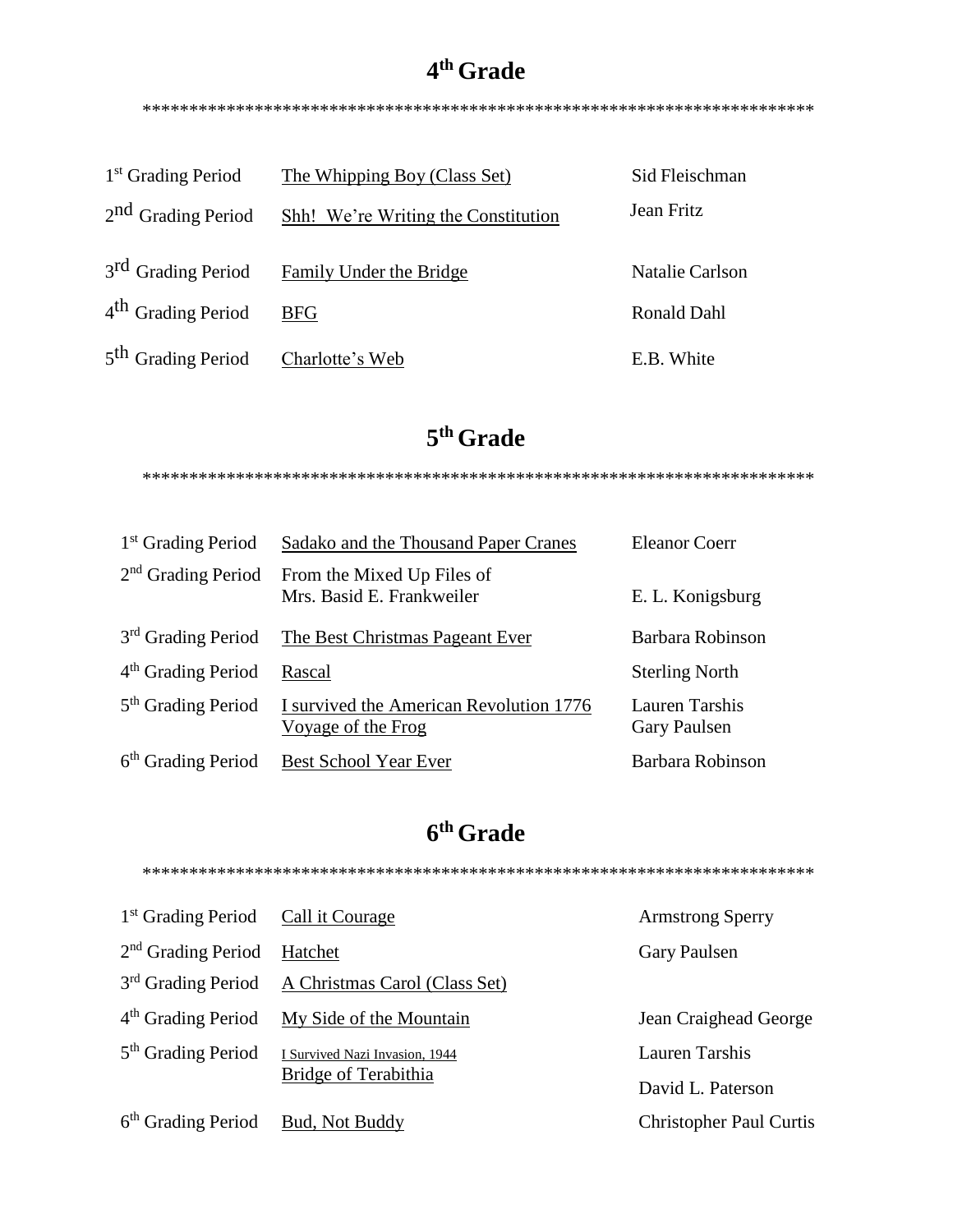# 4th Grade

************************************************************************

| | | |
|---|---|---|
| 1st Grading Period | The Whipping Boy (Class Set) | Sid Fleischman |
| 2nd Grading Period | Shh! We're Writing the Constitution | Jean Fritz |
| 3rd Grading Period | Family Under the Bridge | Natalie Carlson |
| 4th Grading Period | BFG | Ronald Dahl |
| 5th Grading Period | Charlotte's Web | E.B. White |

# 5th Grade

************************************************************************

| | | |
|---|---|---|
| 1st Grading Period | Sadako and the Thousand Paper Cranes | Eleanor Coerr |
| 2nd Grading Period | From the Mixed Up Files of Mrs. Basid E. Frankweiler | E. L. Konigsburg |
| 3rd Grading Period | The Best Christmas Pageant Ever | Barbara Robinson |
| 4th Grading Period | Rascal | Sterling North |
| 5th Grading Period | I survived the American Revolution 1776<br>Voyage of the Frog | Lauren Tarshis<br>Gary Paulsen |
| 6th Grading Period | Best School Year Ever | Barbara Robinson |

# 6th Grade

************************************************************************

| | | |
|---|---|---|
| 1st Grading Period | Call it Courage | Armstrong Sperry |
| 2nd Grading Period | Hatchet | Gary Paulsen |
| 3rd Grading Period | A Christmas Carol (Class Set) | |
| 4th Grading Period | My Side of the Mountain | Jean Craighead George |
| 5th Grading Period | I Survived Nazi Invasion, 1944<br>Bridge of Terabithia | Lauren Tarshis<br>David L. Paterson |
| 6th Grading Period | Bud, Not Buddy | Christopher Paul Curtis |